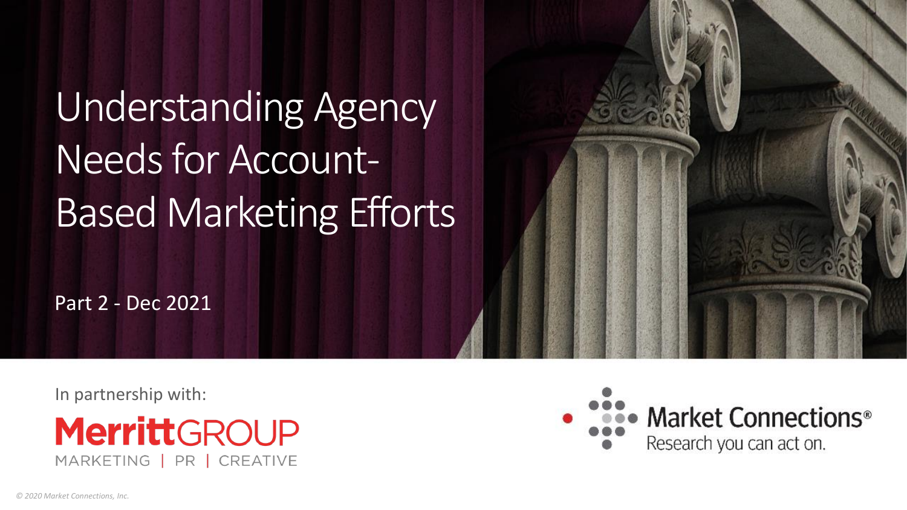# Understanding Agency Needs for Account-Based Marketing Efforts

Part 2 - Dec 2021

In partnership with:

MerrittGROUP
MARKETING | PR | CREATIVE

Market Connections®
Research you can act on.

*© 2020 Market Connections, Inc.*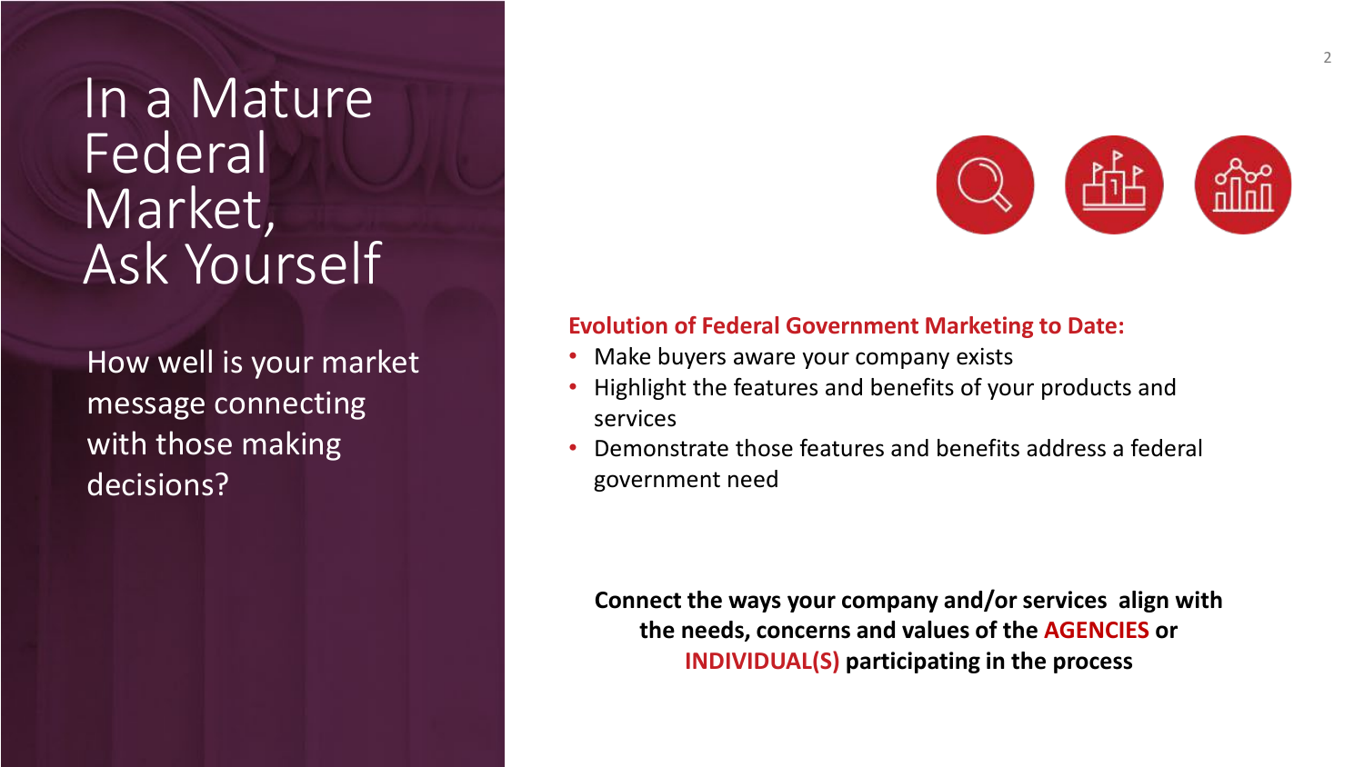# In a Mature Federal Market, Ask Yourself

How well is your market message connecting with those making decisions?

**Evolution of Federal Government Marketing to Date:**

- Make buyers aware your company exists
- Highlight the features and benefits of your products and services
- Demonstrate those features and benefits address a federal government need

**Connect the ways your company and/or services align with the needs, concerns and values of the AGENCIES or INDIVIDUAL(S) participating in the process**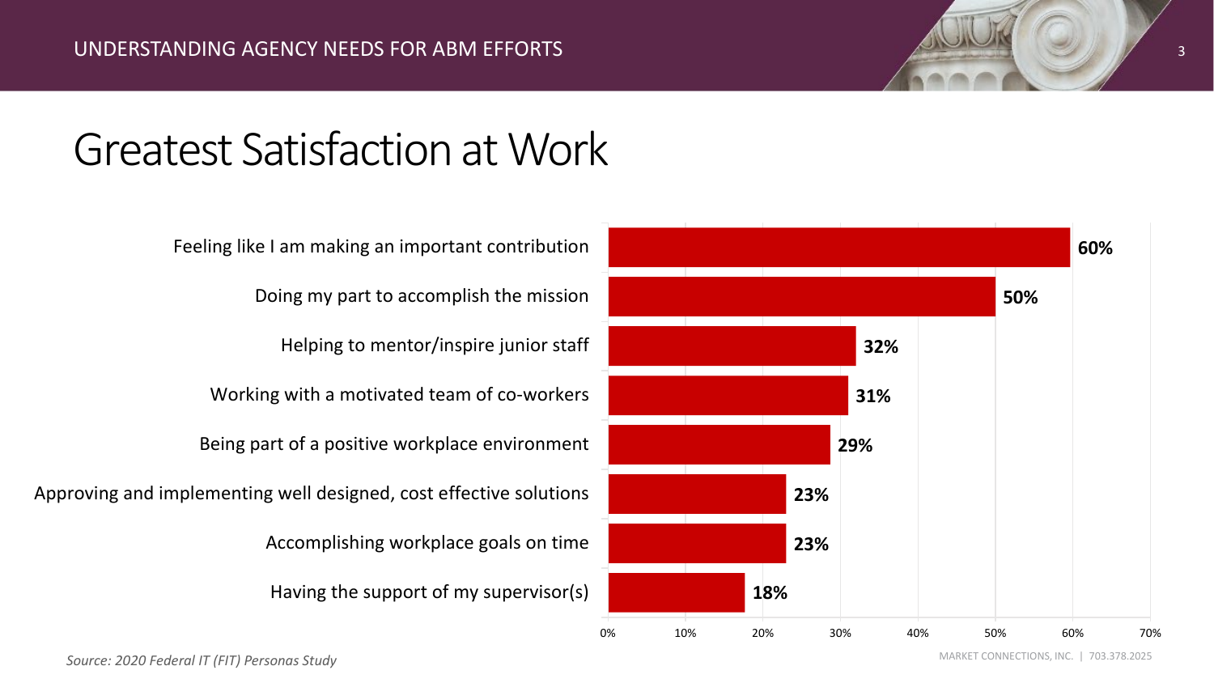# Greatest Satisfaction at Work

| Item | Percentage |
|---|---|
| Feeling like I am making an important contribution | 60% |
| Doing my part to accomplish the mission | 50% |
| Helping to mentor/inspire junior staff | 32% |
| Working with a motivated team of co-workers | 31% |
| Being part of a positive workplace environment | 29% |
| Approving and implementing well designed, cost effective solutions | 23% |
| Accomplishing workplace goals on time | 23% |
| Having the support of my supervisor(s) | 18% |

*Source: 2020 Federal IT (FIT) Personas Study*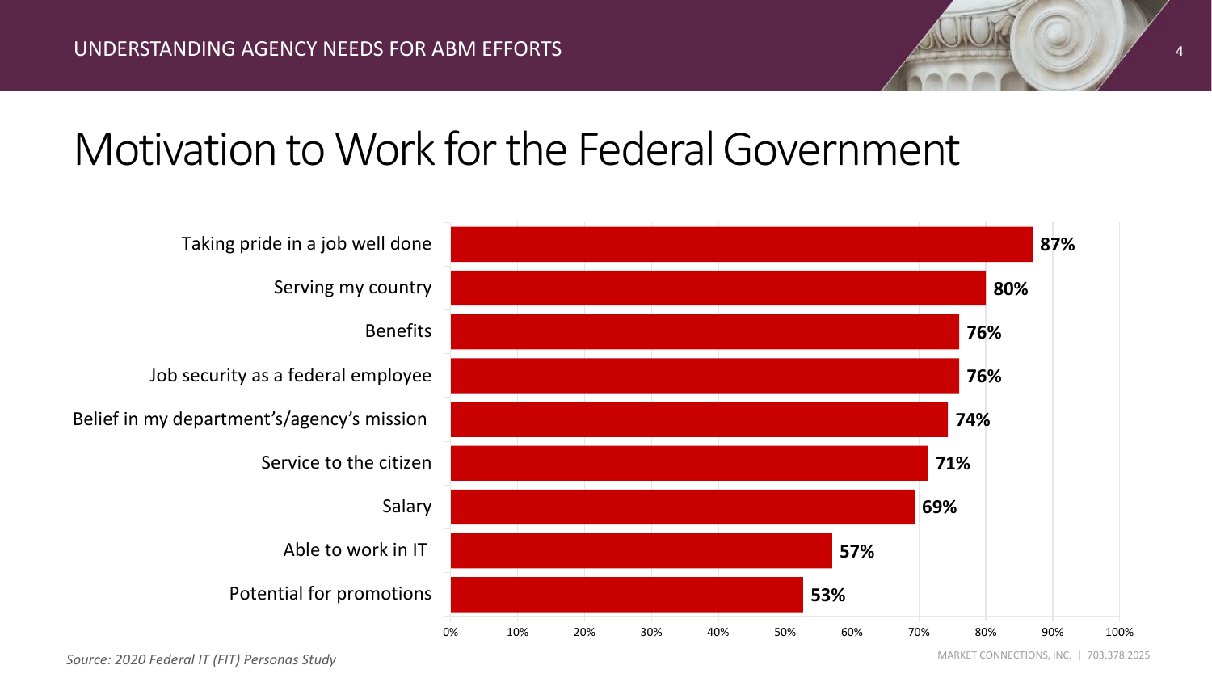# Motivation to Work for the Federal Government

| Motivation | Percentage |
|---|---|
| Taking pride in a job well done | 87% |
| Serving my country | 80% |
| Benefits | 76% |
| Job security as a federal employee | 76% |
| Belief in my department's/agency's mission | 74% |
| Service to the citizen | 71% |
| Salary | 69% |
| Able to work in IT | 57% |
| Potential for promotions | 53% |

*Source: 2020 Federal IT (FIT) Personas Study*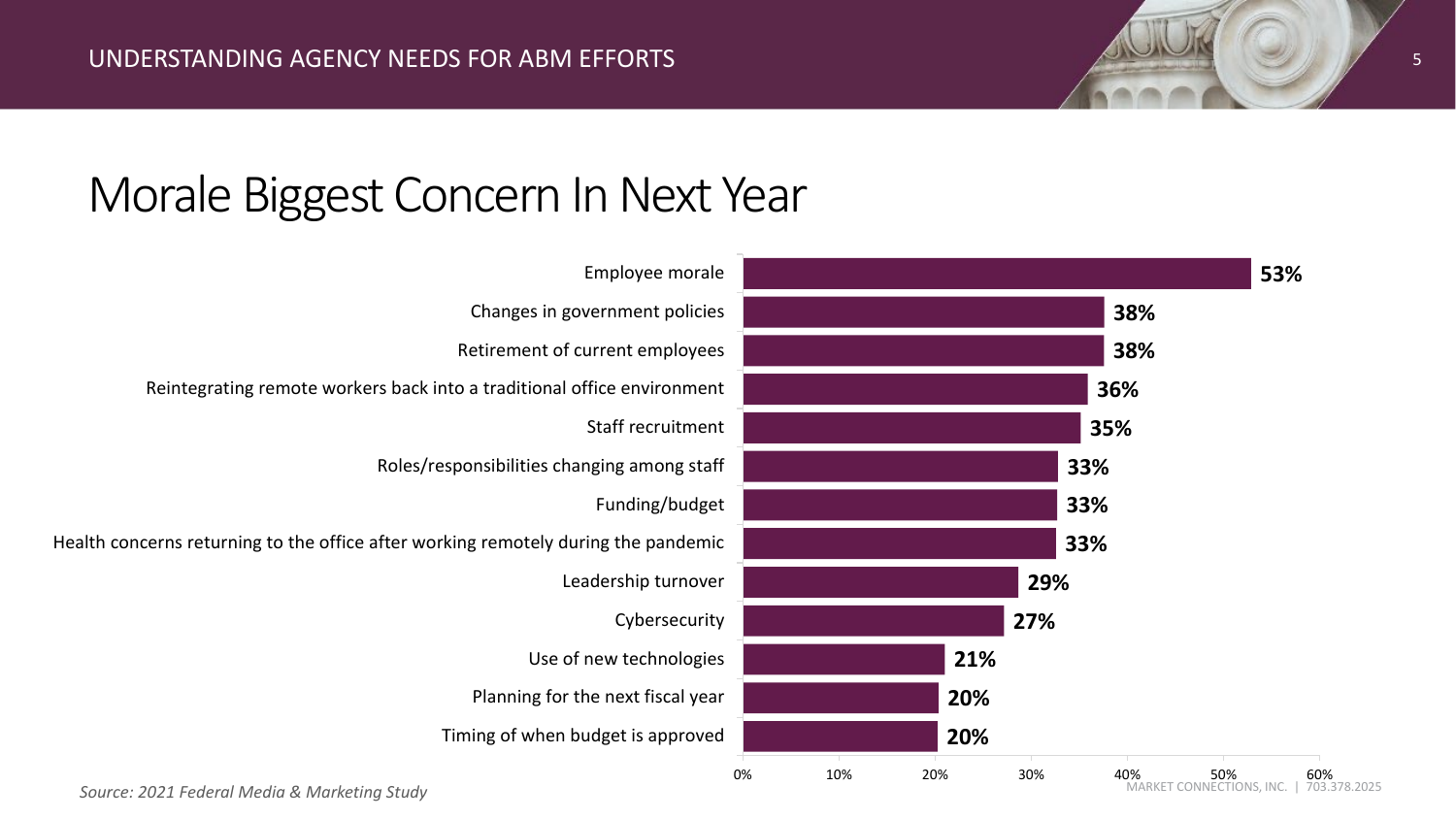# Morale Biggest Concern In Next Year

| Concern | Percentage |
| --- | --- |
| Employee morale | 53% |
| Changes in government policies | 38% |
| Retirement of current employees | 38% |
| Reintegrating remote workers back into a traditional office environment | 36% |
| Staff recruitment | 35% |
| Roles/responsibilities changing among staff | 33% |
| Funding/budget | 33% |
| Health concerns returning to the office after working remotely during the pandemic | 33% |
| Leadership turnover | 29% |
| Cybersecurity | 27% |
| Use of new technologies | 21% |
| Planning for the next fiscal year | 20% |
| Timing of when budget is approved | 20% |

*Source: 2021 Federal Media & Marketing Study*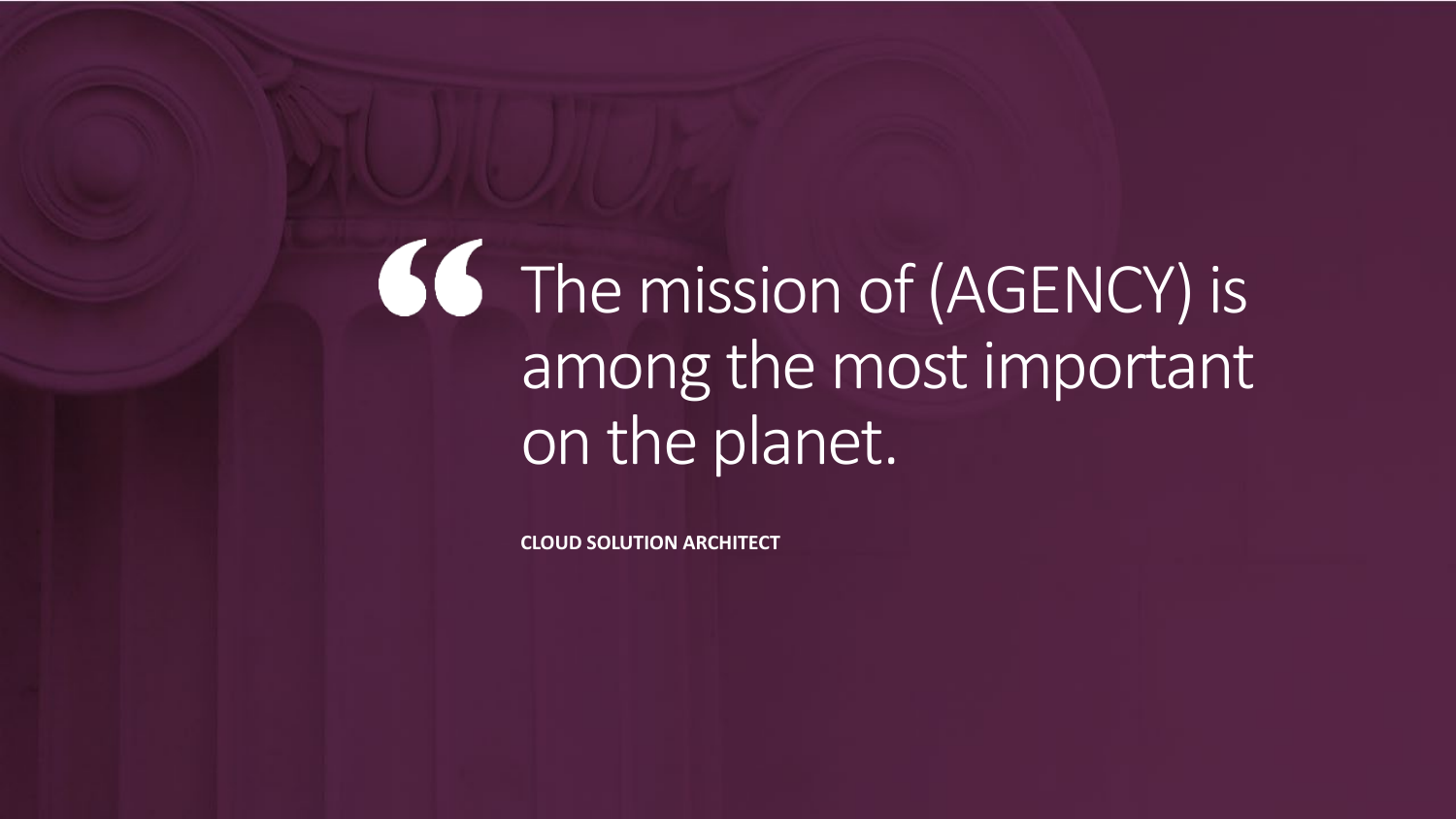> “The mission of (AGENCY) is among the most important on the planet.

**CLOUD SOLUTION ARCHITECT**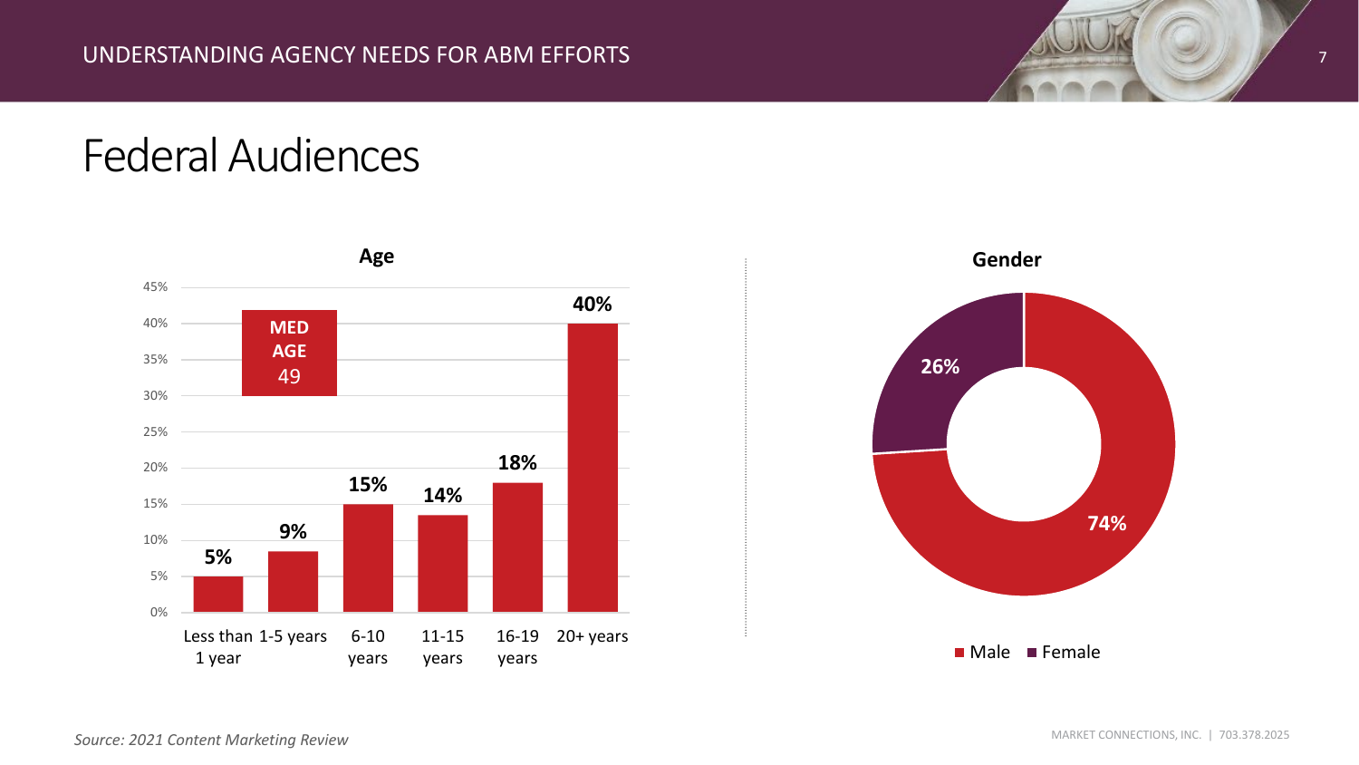# Federal Audiences

**Age**

**MED AGE** 49

| Age | Percentage |
|---|---|
| Less than 1 year | 5% |
| 1-5 years | 9% |
| 6-10 years | 15% |
| 11-15 years | 14% |
| 16-19 years | 18% |
| 20+ years | 40% |

**Gender**

| Gender | Percentage |
|---|---|
| Male | 74% |
| Female | 26% |

*Source: 2021 Content Marketing Review*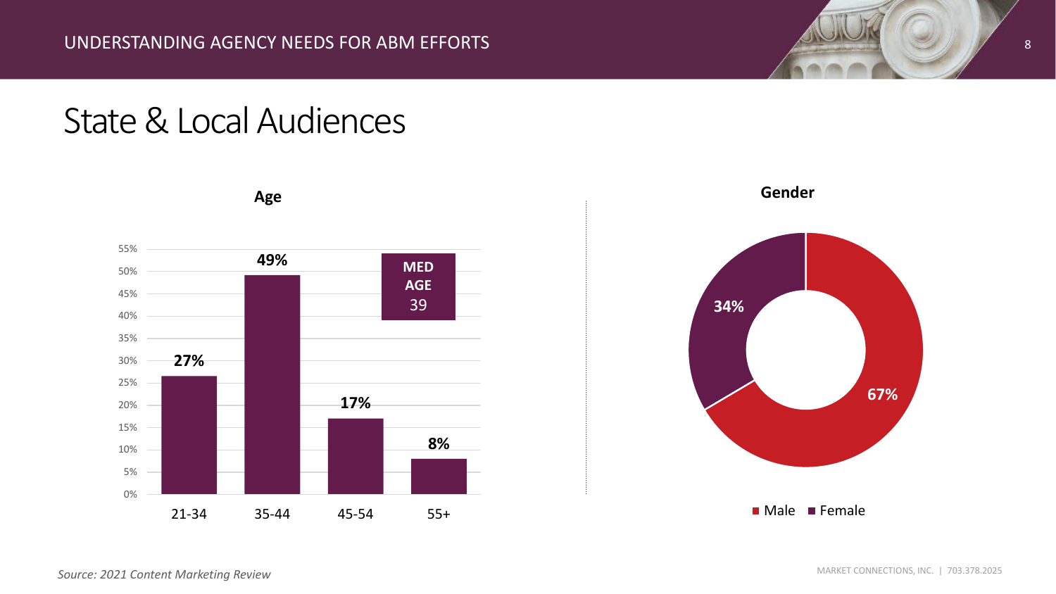# State & Local Audiences

### Age

| Age | Percentage |
| --- | --- |
| 21-34 | 27% |
| 35-44 | 49% |
| 45-54 | 17% |
| 55+ | 8% |

**MED AGE** 39

### Gender

| Gender | Percentage |
| --- | --- |
| Male | 67% |
| Female | 34% |

*Source: 2021 Content Marketing Review*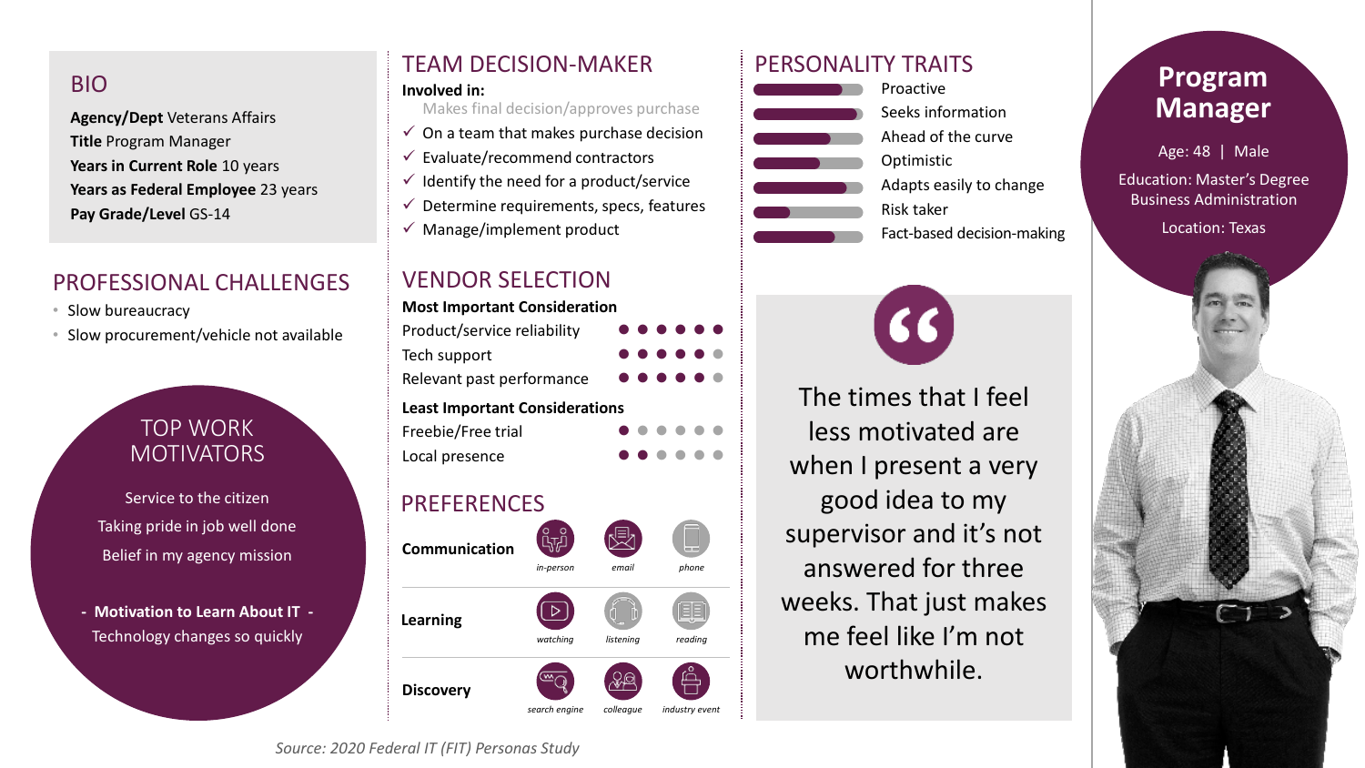# Program Manager

Age: 48 | Male

Education: Master's Degree Business Administration

Location: Texas

## BIO

**Agency/Dept** Veterans Affairs
**Title** Program Manager
**Years in Current Role** 10 years
**Years as Federal Employee** 23 years
**Pay Grade/Level** GS-14

## PROFESSIONAL CHALLENGES

- Slow bureaucracy
- Slow procurement/vehicle not available

## TOP WORK MOTIVATORS

Service to the citizen

Taking pride in job well done

Belief in my agency mission

**- Motivation to Learn About IT -**

Technology changes so quickly

## TEAM DECISION-MAKER

**Involved in:**

- Makes final decision/approves purchase
- ✓ On a team that makes purchase decision
- ✓ Evaluate/recommend contractors
- ✓ Identify the need for a product/service
- ✓ Determine requirements, specs, features
- ✓ Manage/implement product

## VENDOR SELECTION

**Most Important Consideration**

| Consideration | Rating |
|---|---|
| Product/service reliability | ●●●●●● |
| Tech support | ●●●●●○ |
| Relevant past performance | ●●●●●○ |

**Least Important Considerations**

| Consideration | Rating |
|---|---|
| Freebie/Free trial | ●○○○○○ |
| Local presence | ●●○○○○ |

## PREFERENCES

| | | | |
|---|---|---|---|
| **Communication** | in-person | email | phone |
| **Learning** | watching | listening | reading |
| **Discovery** | search engine | colleague | industry event |

## PERSONALITY TRAITS

- Proactive
- Seeks information
- Ahead of the curve
- Optimistic
- Adapts easily to change
- Risk taker
- Fact-based decision-making

> "The times that I feel less motivated are when I present a very good idea to my supervisor and it's not answered for three weeks. That just makes me feel like I'm not worthwhile.

*Source: 2020 Federal IT (FIT) Personas Study*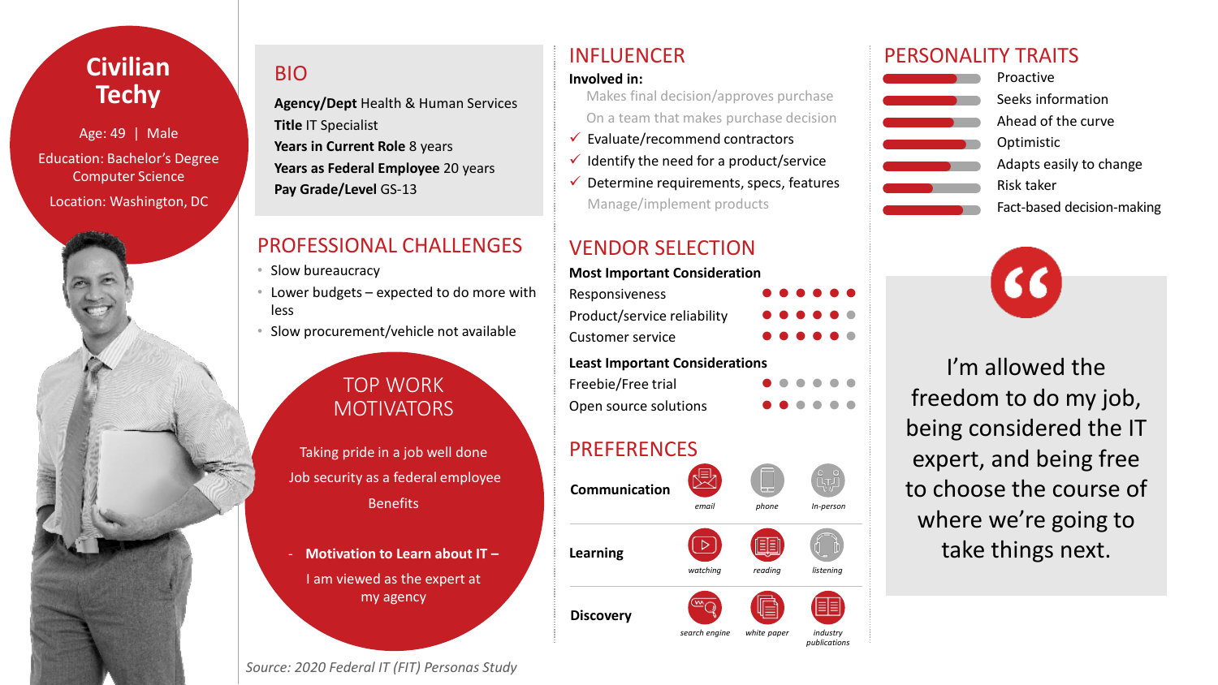# Civilian Techy

Age: 49 | Male

Education: Bachelor's Degree Computer Science

Location: Washington, DC

## BIO

**Agency/Dept** Health & Human Services
**Title** IT Specialist
**Years in Current Role** 8 years
**Years as Federal Employee** 20 years
**Pay Grade/Level** GS-13

## PROFESSIONAL CHALLENGES

- Slow bureaucracy
- Lower budgets – expected to do more with less
- Slow procurement/vehicle not available

## TOP WORK MOTIVATORS

Taking pride in a job well done

Job security as a federal employee

Benefits

- **Motivation to Learn about IT –** I am viewed as the expert at my agency

## INFLUENCER

**Involved in:**

- Makes final decision/approves purchase
- On a team that makes purchase decision
- ✓ Evaluate/recommend contractors
- ✓ Identify the need for a product/service
- ✓ Determine requirements, specs, features
- Manage/implement products

## VENDOR SELECTION

**Most Important Consideration**

| Consideration | Rating (out of 6) |
|---|---|
| Responsiveness | 6 |
| Product/service reliability | 5 |
| Customer service | 5 |

**Least Important Considerations**

| Consideration | Rating (out of 6) |
|---|---|
| Freebie/Free trial | 1 |
| Open source solutions | 2 |

## PREFERENCES

| | | | |
|---|---|---|---|
| **Communication** | email | phone | In-person |
| **Learning** | watching | reading | listening |
| **Discovery** | search engine | white paper | industry publications |

## PERSONALITY TRAITS

- Proactive
- Seeks information
- Ahead of the curve
- Optimistic
- Adapts easily to change
- Risk taker
- Fact-based decision-making

> "I'm allowed the freedom to do my job, being considered the IT expert, and being free to choose the course of where we're going to take things next.

*Source: 2020 Federal IT (FIT) Personas Study*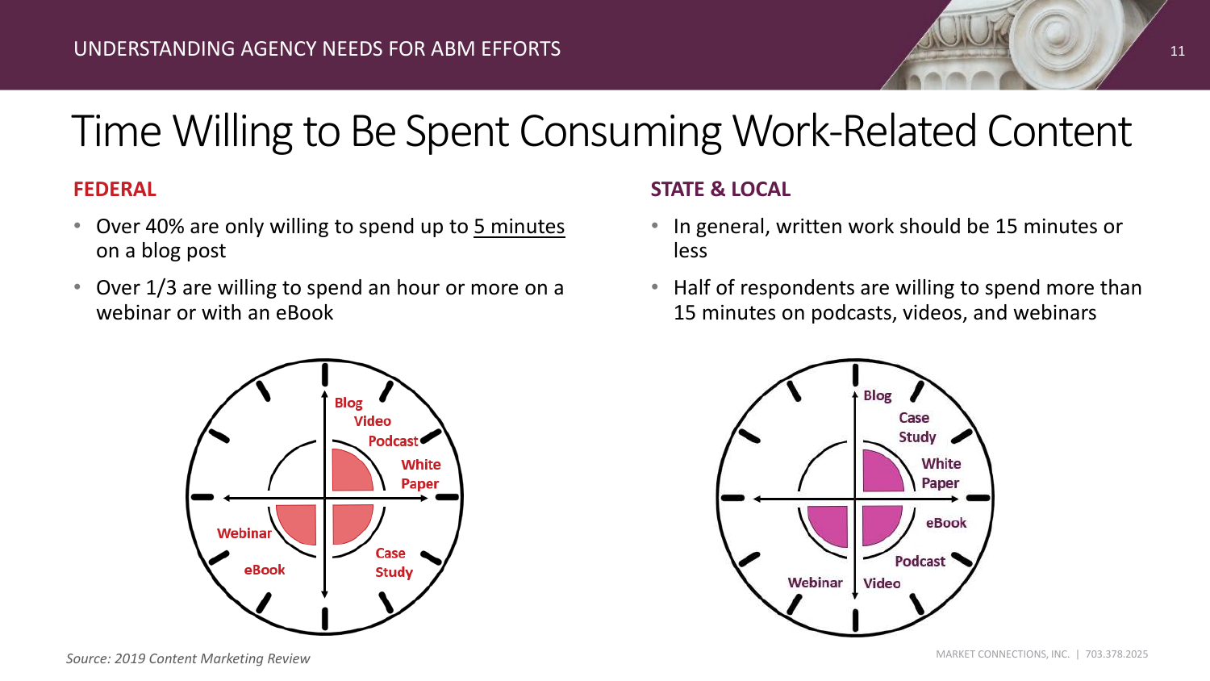# Time Willing to Be Spent Consuming Work-Related Content

**FEDERAL**

- Over 40% are only willing to spend up to 5 minutes on a blog post
- Over 1/3 are willing to spend an hour or more on a webinar or with an eBook

Blog
Video
Podcast
White Paper
Case Study
eBook
Webinar

**STATE & LOCAL**

- In general, written work should be 15 minutes or less
- Half of respondents are willing to spend more than 15 minutes on podcasts, videos, and webinars

Blog
Case Study
White Paper
eBook
Podcast
Video
Webinar

*Source: 2019 Content Marketing Review*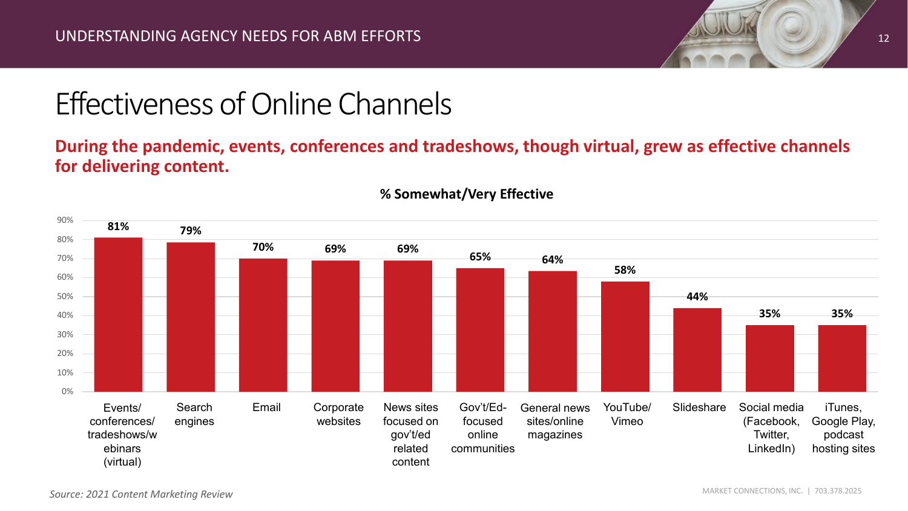# Effectiveness of Online Channels

**During the pandemic, events, conferences and tradeshows, though virtual, grew as effective channels for delivering content.**

**% Somewhat/Very Effective**

| Channel | % Somewhat/Very Effective |
|---|---|
| Events/ conferences/ tradeshows/webinars (virtual) | 81% |
| Search engines | 79% |
| Email | 70% |
| Corporate websites | 69% |
| News sites focused on gov't/ed related content | 69% |
| Gov't/Ed-focused online communities | 65% |
| General news sites/online magazines | 64% |
| YouTube/ Vimeo | 58% |
| Slideshare | 44% |
| Social media (Facebook, Twitter, LinkedIn) | 35% |
| iTunes, Google Play, podcast hosting sites | 35% |

*Source: 2021 Content Marketing Review*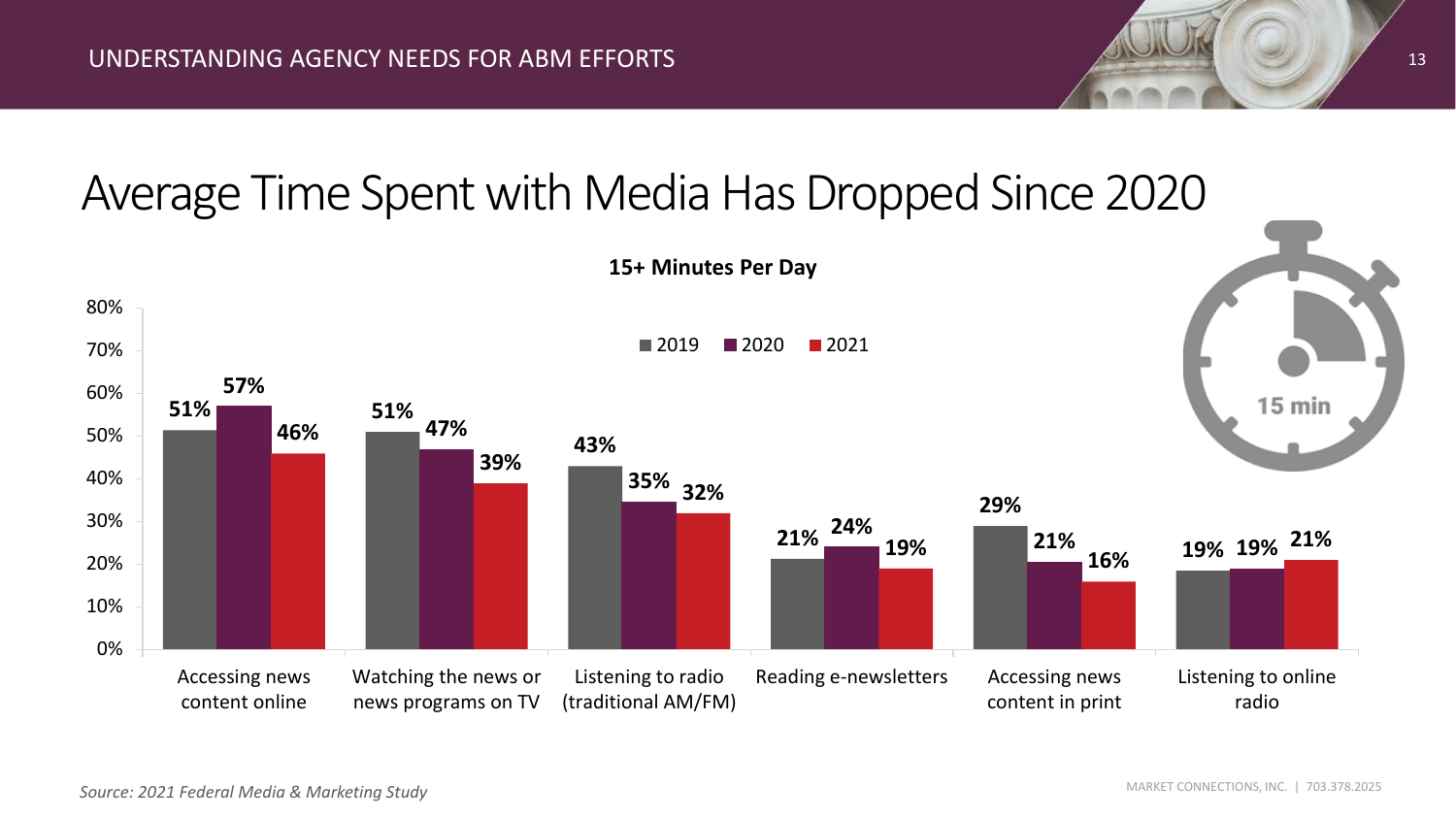# Average Time Spent with Media Has Dropped Since 2020

**15+ Minutes Per Day**

| | 2019 | 2020 | 2021 |
|---|---|---|---|
| Accessing news content online | 51% | 57% | 46% |
| Watching the news or news programs on TV | 51% | 47% | 39% |
| Listening to radio (traditional AM/FM) | 43% | 35% | 32% |
| Reading e-newsletters | 21% | 24% | 19% |
| Accessing news content in print | 29% | 21% | 16% |
| Listening to online radio | 19% | 19% | 21% |

*Source: 2021 Federal Media & Marketing Study*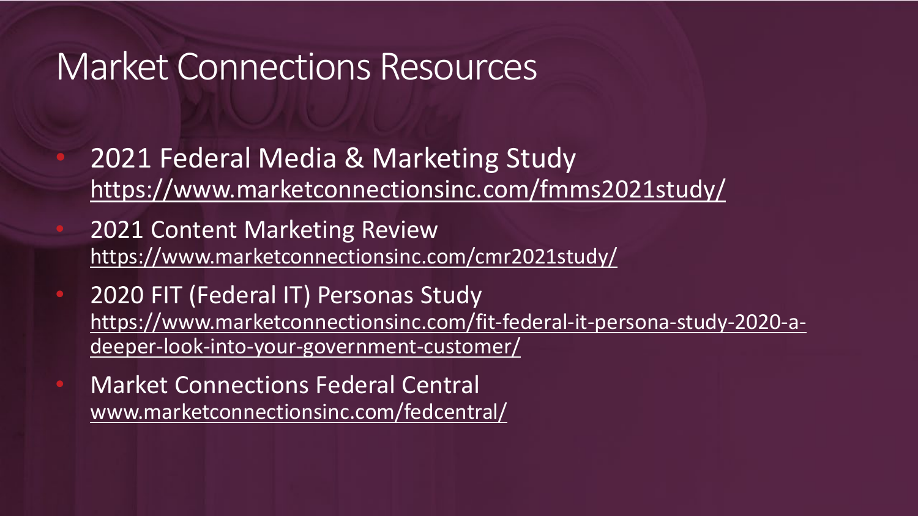# Market Connections Resources

- 2021 Federal Media & Marketing Study
  https://www.marketconnectionsinc.com/fmms2021study/
- 2021 Content Marketing Review
  https://www.marketconnectionsinc.com/cmr2021study/
- 2020 FIT (Federal IT) Personas Study
  https://www.marketconnectionsinc.com/fit-federal-it-persona-study-2020-a-deeper-look-into-your-government-customer/
- Market Connections Federal Central
  www.marketconnectionsinc.com/fedcentral/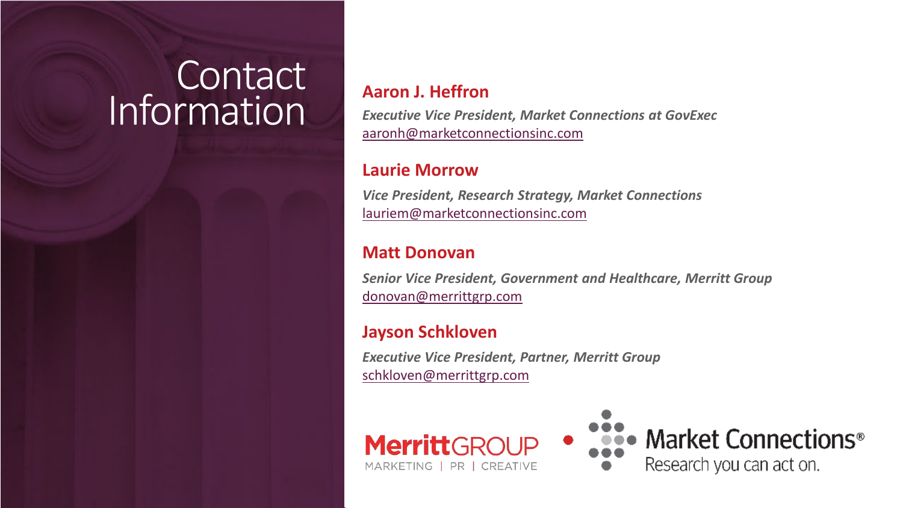# Contact Information

**Aaron J. Heffron**

***Executive Vice President, Market Connections at GovExec***

aaronh@marketconnectionsinc.com

**Laurie Morrow**

***Vice President, Research Strategy, Market Connections***

lauriem@marketconnectionsinc.com

**Matt Donovan**

***Senior Vice President, Government and Healthcare, Merritt Group***

donovan@merrittgrp.com

**Jayson Schkloven**

***Executive Vice President, Partner, Merritt Group***

schkloven@merrittgrp.com

MerrittGROUP
MARKETING | PR | CREATIVE

Market Connections®
Research you can act on.